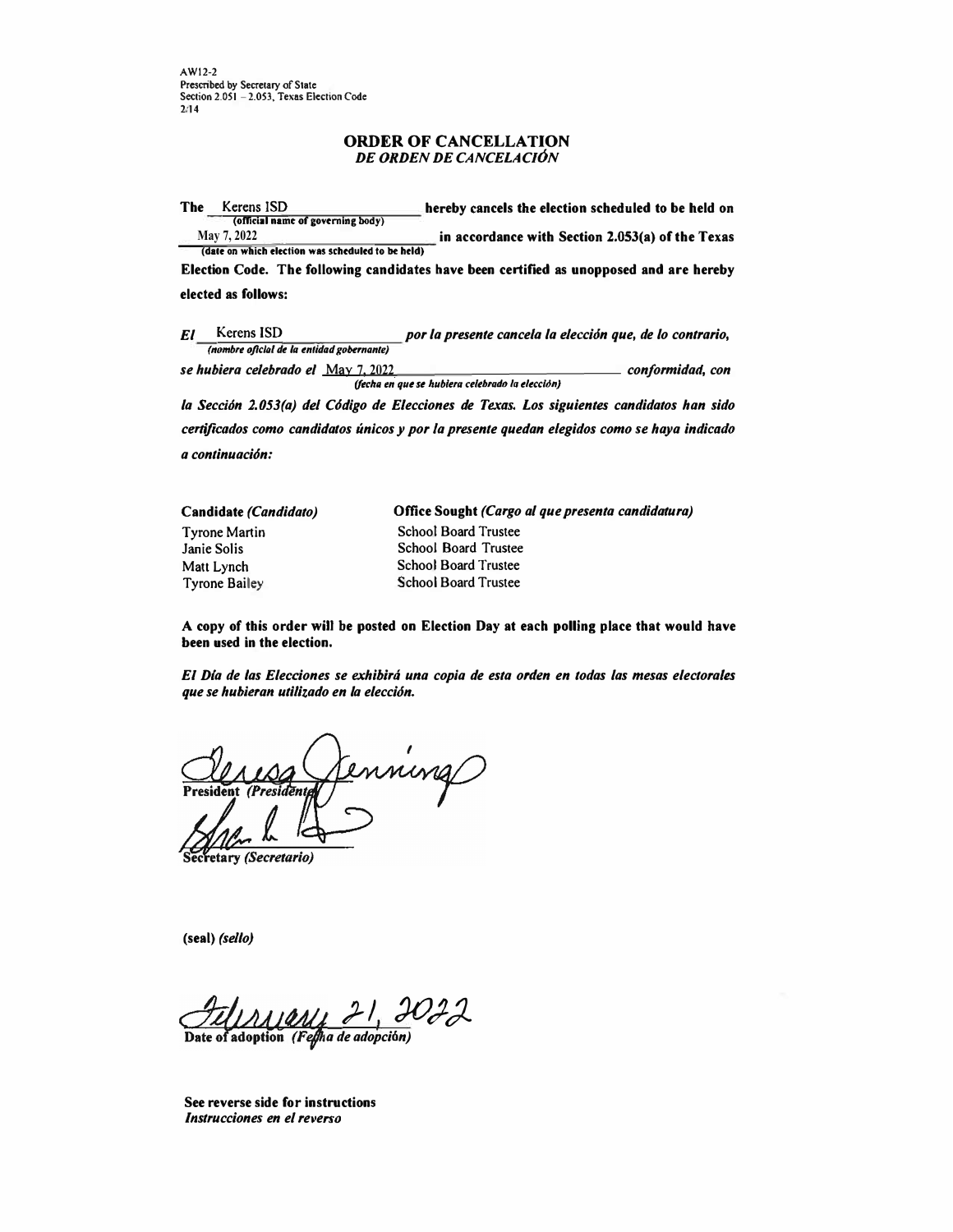AW12-2
Prescribed by Secretary of State
Section 2.051 – 2.053, Texas Election Code
2/14

# ORDER OF CANCELLATION
## *DE ORDEN DE CANCELACIÓN*

**The** Kerens ISD **(official name of governing body)** **hereby cancels the election scheduled to be held on** May 7, 2022 **(date on which election was scheduled to be held)** **in accordance with Section 2.053(a) of the Texas Election Code. The following candidates have been certified as unopposed and are hereby elected as follows:**

***El*** Kerens ISD ***(nombre oficial de la entidad gobernante)*** ***por la presente cancela la elección que, de lo contrario, se hubiera celebrado el*** May 7, 2022 ***(fecha en que se hubiera celebrado la elección)*** ***conformidad, con la Sección 2.053(a) del Código de Elecciones de Texas. Los siguientes candidatos han sido certificados como candidatos únicos y por la presente quedan elegidos como se haya indicado a continuación:***

| **Candidate** *(Candidato)* | **Office Sought** *(Cargo al que presenta candidatura)* |
|---|---|
| Tyrone Martin | School Board Trustee |
| Janie Solis | School Board Trustee |
| Matt Lynch | School Board Trustee |
| Tyrone Bailey | School Board Trustee |

**A copy of this order will be posted on Election Day at each polling place that would have been used in the election.**

***El Día de las Elecciones se exhibirá una copia de esta orden en todas las mesas electorales que se hubieran utilizado en la elección.***

Teresa Jennings
**President** *(Presidente)*

**Secretary** *(Secretario)*

**(seal)** *(sello)*

February 21, 2022
**Date of adoption** *(Fecha de adopción)*

**See reverse side for instructions**
***Instrucciones en el reverso***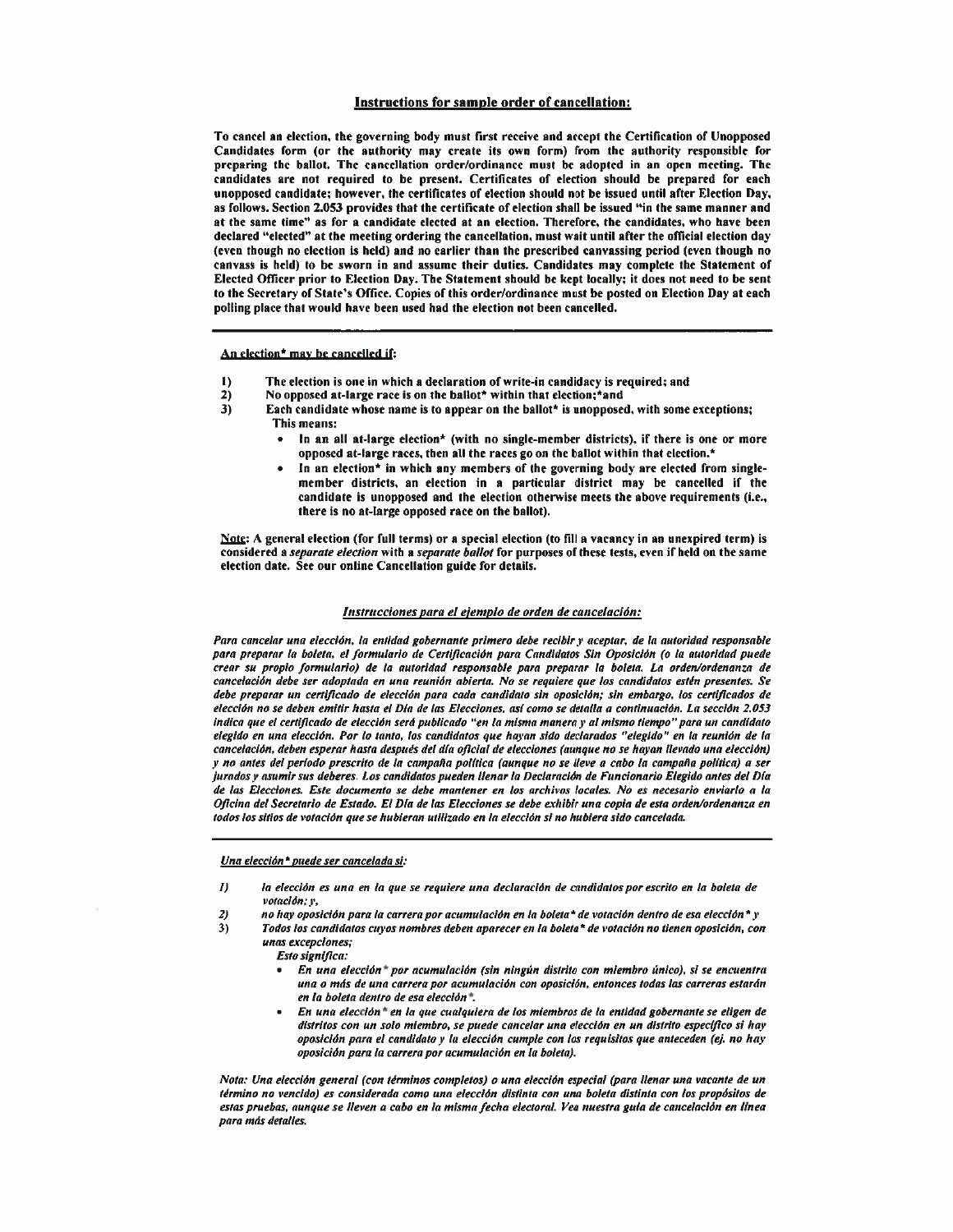## <u>Instructions for sample order of cancellation:</u>

**To cancel an election, the governing body must first receive and accept the Certification of Unopposed Candidates form (or the authority may create its own form) from the authority responsible for preparing the ballot. The cancellation order/ordinance must be adopted in an open meeting. The candidates are not required to be present. Certificates of election should be prepared for each unopposed candidate; however, the certificates of election should not be issued until after Election Day, as follows. Section 2.053 provides that the certificate of election shall be issued "in the same manner and at the same time" as for a candidate elected at an election. Therefore, the candidates, who have been declared "elected" at the meeting ordering the cancellation, must wait until after the official election day (even though no election is held) and no earlier than the prescribed canvassing period (even though no canvass is held) to be sworn in and assume their duties. Candidates may complete the Statement of Elected Officer prior to Election Day. The Statement should be kept locally; it does not need to be sent to the Secretary of State's Office. Copies of this order/ordinance must be posted on Election Day at each polling place that would have been used had the election not been cancelled.**

---

**<u>An election* may be cancelled if</u>:**

1) **The election is one in which a declaration of write-in candidacy is required; and**
2) **No opposed at-large race is on the ballot* within that election;*and**
3) **Each candidate whose name is to appear on the ballot* is unopposed, with some exceptions; This means:**
   - **In an all at-large election* (with no single-member districts), if there is one or more opposed at-large races, then all the races go on the ballot within that election.***
   - **In an election* in which any members of the governing body are elected from single-member districts, an election in a particular district may be cancelled if the candidate is unopposed and the election otherwise meets the above requirements (i.e., there is no at-large opposed race on the ballot).**

**<u>Note</u>: A general election (for full terms) or a special election (to fill a vacancy in an unexpired term) is considered a *separate election* with a *separate ballot* for purposes of these tests, even if held on the same election date. See our online Cancellation guide for details.**

## *<u>Instrucciones para el ejemplo de orden de cancelación:</u>*

*Para cancelar una elección, la entidad gobernante primero debe recibir y aceptar, de la autoridad responsable para preparar la boleta, el formulario de Certificación para Candidatos Sin Oposición (o la autoridad puede crear su propio formulario) de la autoridad responsable para preparar la boleta. La orden/ordenanza de cancelación debe ser adoptada en una reunión abierta. No se requiere que los candidatos estén presentes. Se debe preparar un certificado de elección para cada candidato sin oposición; sin embargo, los certificados de elección no se deben emitir hasta el Día de las Elecciones, así como se detalla a continuación. La sección 2.053 indica que el certificado de elección será publicado "en la misma manera y al mismo tiempo" para un candidato elegido en una elección. Por lo tanto, los candidatos que hayan sido declarados "elegido" en la reunión de la cancelación, deben esperar hasta después del día oficial de elecciones (aunque no se hayan llevado una elección) y no antes del período prescrito de la campaña política (aunque no se lleve a cabo la campaña política) a ser jurados y asumir sus deberes. Los candidatos pueden llenar la Declaración de Funcionario Elegido antes del Día de las Elecciones. Este documento se debe mantener en los archivos locales. No es necesario enviarlo a la Oficina del Secretario de Estado. El Día de las Elecciones se debe exhibir una copia de esta orden/ordenanza en todos los sitios de votación que se hubieran utilizado en la elección si no hubiera sido cancelada.*

---

*<u>Una elección* puede ser cancelada si</u>:*

1) *la elección es una en la que se requiere una declaración de candidatos por escrito en la boleta de votación; y,*
2) *no hay oposición para la carrera por acumulación en la boleta* de votación dentro de esa elección* y*
3) *Todos los candidatos cuyos nombres deben aparecer en la boleta* de votación no tienen oposición, con unas excepciones;*
   *Esto significa:*
   - *En una elección* por acumulación (sin ningún distrito con miembro único), si se encuentra una o más de una carrera por acumulación con oposición, entonces todas las carreras estarán en la boleta dentro de esa elección*.*
   - *En una elección* en la que cualquiera de los miembros de la entidad gobernante se eligen de distritos con un solo miembro, se puede cancelar una elección en un distrito específico si hay oposición para el candidato y la elección cumple con los requisitos que anteceden (ej. no hay oposición para la carrera por acumulación en la boleta).*

*Nota: Una elección general (con términos completos) o una elección especial (para llenar una vacante de un término no vencido) es considerada como una elección distinta con una boleta distinta con los propósitos de estas pruebas, aunque se lleven a cabo en la misma fecha electoral. Vea nuestra guía de cancelación en línea para más detalles.*